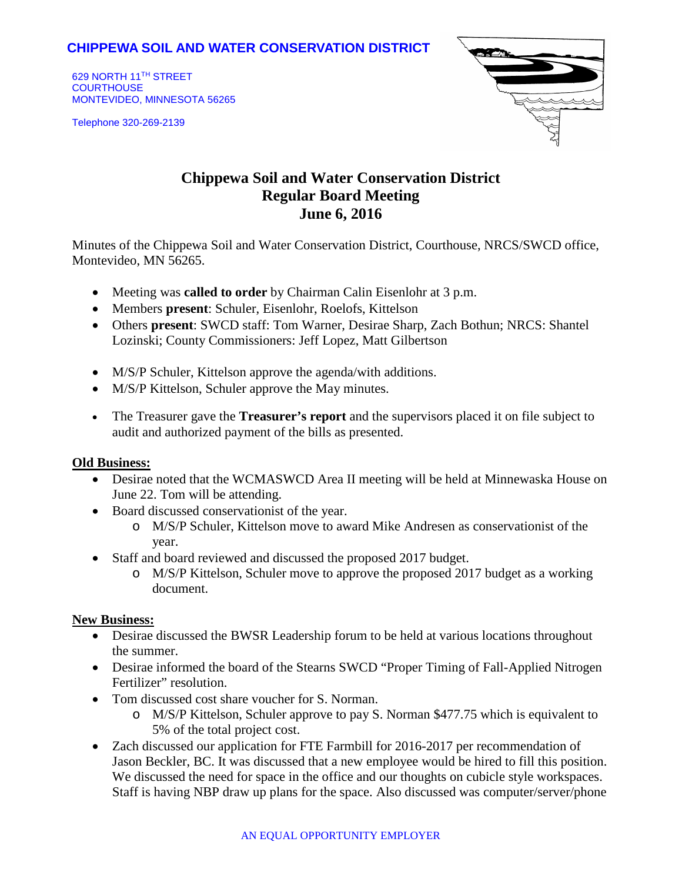**CHIPPEWA SOIL AND WATER CONSERVATION DISTRICT**

629 NORTH 11TH STREET
COURTHOUSE
MONTEVIDEO, MINNESOTA 56265

Telephone 320-269-2139

# Chippewa Soil and Water Conservation District
## Regular Board Meeting
## June 6, 2016

Minutes of the Chippewa Soil and Water Conservation District, Courthouse, NRCS/SWCD office, Montevideo, MN 56265.

- Meeting was **called to order** by Chairman Calin Eisenlohr at 3 p.m.
- Members **present**: Schuler, Eisenlohr, Roelofs, Kittelson
- Others **present**: SWCD staff: Tom Warner, Desirae Sharp, Zach Bothun; NRCS: Shantel Lozinski; County Commissioners: Jeff Lopez, Matt Gilbertson

- M/S/P Schuler, Kittelson approve the agenda/with additions.
- M/S/P Kittelson, Schuler approve the May minutes.

- The Treasurer gave the **Treasurer's report** and the supervisors placed it on file subject to audit and authorized payment of the bills as presented.

**Old Business:**

- Desirae noted that the WCMASWCD Area II meeting will be held at Minnewaska House on June 22. Tom will be attending.
- Board discussed conservationist of the year.
  - M/S/P Schuler, Kittelson move to award Mike Andresen as conservationist of the year.
- Staff and board reviewed and discussed the proposed 2017 budget.
  - M/S/P Kittelson, Schuler move to approve the proposed 2017 budget as a working document.

**New Business:**

- Desirae discussed the BWSR Leadership forum to be held at various locations throughout the summer.
- Desirae informed the board of the Stearns SWCD "Proper Timing of Fall-Applied Nitrogen Fertilizer" resolution.
- Tom discussed cost share voucher for S. Norman.
  - M/S/P Kittelson, Schuler approve to pay S. Norman $477.75 which is equivalent to 5% of the total project cost.
- Zach discussed our application for FTE Farmbill for 2016-2017 per recommendation of Jason Beckler, BC. It was discussed that a new employee would be hired to fill this position. We discussed the need for space in the office and our thoughts on cubicle style workspaces. Staff is having NBP draw up plans for the space. Also discussed was computer/server/phone

AN EQUAL OPPORTUNITY EMPLOYER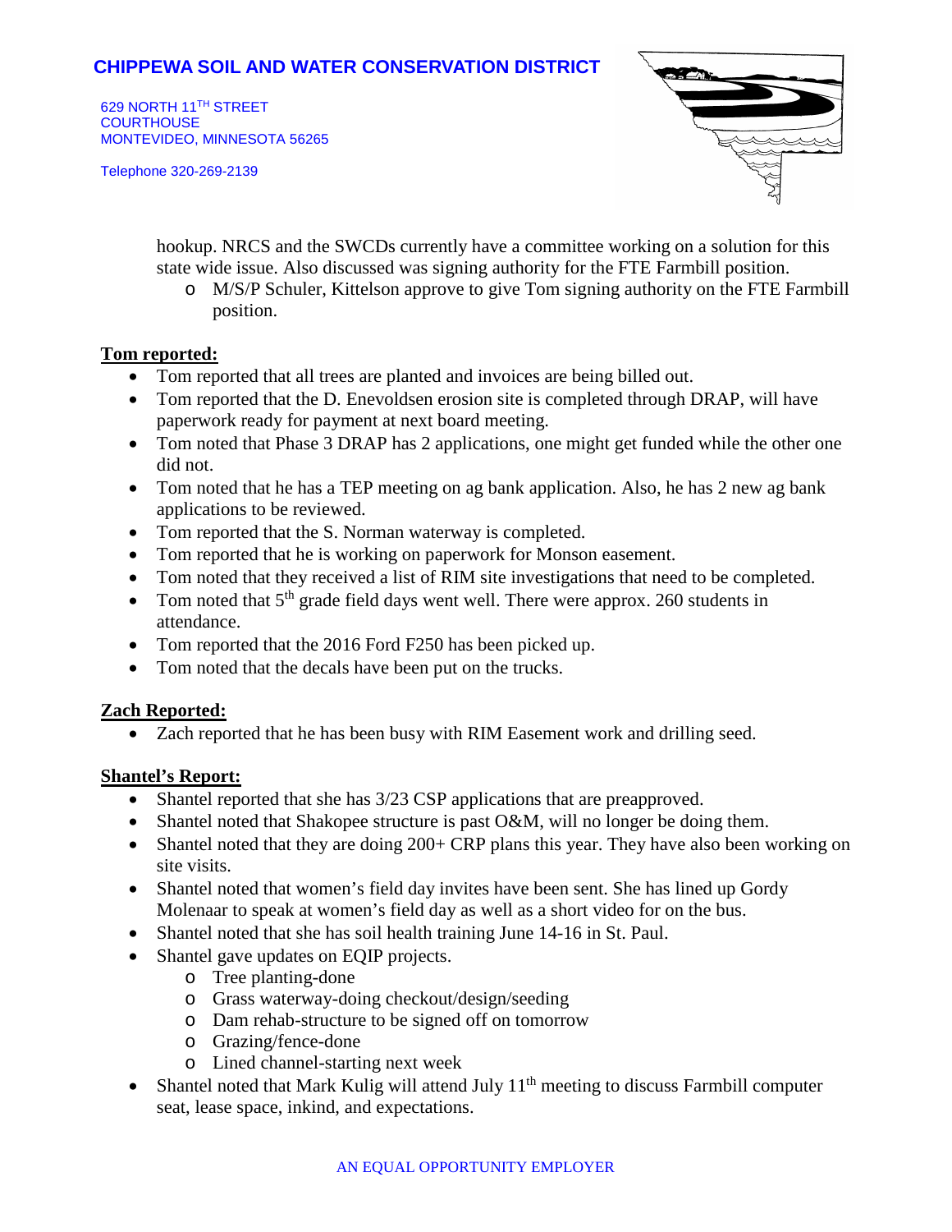hookup. NRCS and the SWCDs currently have a committee working on a solution for this state wide issue. Also discussed was signing authority for the FTE Farmbill position.

- M/S/P Schuler, Kittelson approve to give Tom signing authority on the FTE Farmbill position.

**Tom reported:**

- Tom reported that all trees are planted and invoices are being billed out.
- Tom reported that the D. Enevoldsen erosion site is completed through DRAP, will have paperwork ready for payment at next board meeting.
- Tom noted that Phase 3 DRAP has 2 applications, one might get funded while the other one did not.
- Tom noted that he has a TEP meeting on ag bank application. Also, he has 2 new ag bank applications to be reviewed.
- Tom reported that the S. Norman waterway is completed.
- Tom reported that he is working on paperwork for Monson easement.
- Tom noted that they received a list of RIM site investigations that need to be completed.
- Tom noted that 5th grade field days went well. There were approx. 260 students in attendance.
- Tom reported that the 2016 Ford F250 has been picked up.
- Tom noted that the decals have been put on the trucks.

**Zach Reported:**

- Zach reported that he has been busy with RIM Easement work and drilling seed.

**Shantel's Report:**

- Shantel reported that she has 3/23 CSP applications that are preapproved.
- Shantel noted that Shakopee structure is past O&M, will no longer be doing them.
- Shantel noted that they are doing 200+ CRP plans this year. They have also been working on site visits.
- Shantel noted that women's field day invites have been sent. She has lined up Gordy Molenaar to speak at women's field day as well as a short video for on the bus.
- Shantel noted that she has soil health training June 14-16 in St. Paul.
- Shantel gave updates on EQIP projects.
  - Tree planting-done
  - Grass waterway-doing checkout/design/seeding
  - Dam rehab-structure to be signed off on tomorrow
  - Grazing/fence-done
  - Lined channel-starting next week
- Shantel noted that Mark Kulig will attend July 11th meeting to discuss Farmbill computer seat, lease space, inkind, and expectations.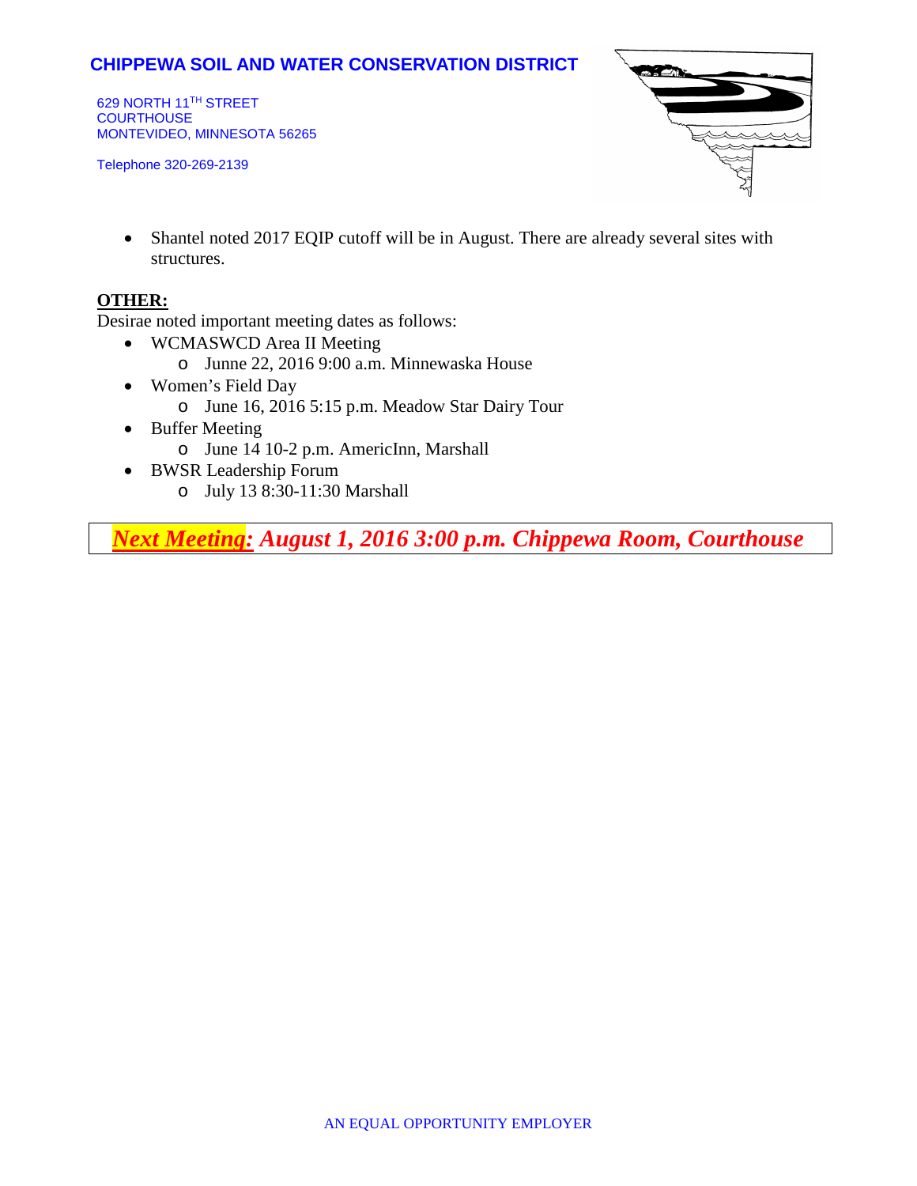- Shantel noted 2017 EQIP cutoff will be in August. There are already several sites with structures.

**OTHER:**

Desirae noted important meeting dates as follows:

- WCMASWCD Area II Meeting
  - Junne 22, 2016 9:00 a.m. Minnewaska House
- Women's Field Day
  - June 16, 2016 5:15 p.m. Meadow Star Dairy Tour
- Buffer Meeting
  - June 14 10-2 p.m. AmericInn, Marshall
- BWSR Leadership Forum
  - July 13 8:30-11:30 Marshall

***Next Meeting: August 1, 2016 3:00 p.m. Chippewa Room, Courthouse***